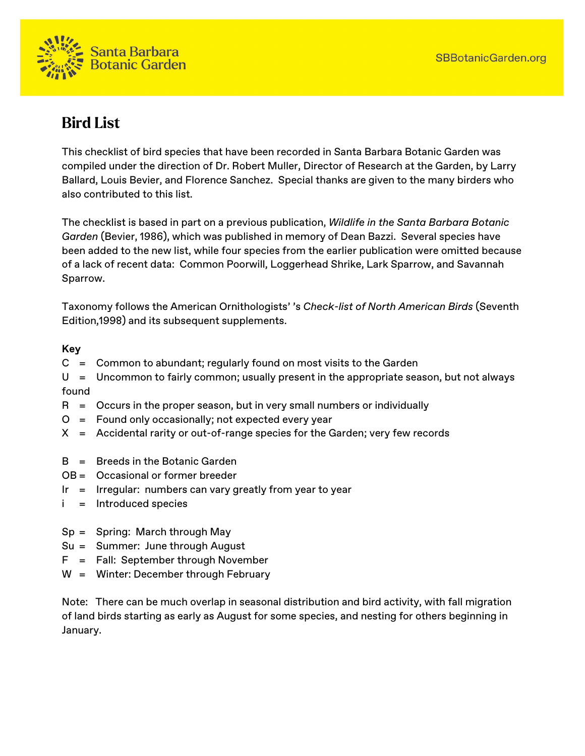Santa Barbara Botanic Garden

SBBotanicGarden.org

# Bird List

This checklist of bird species that have been recorded in Santa Barbara Botanic Garden was compiled under the direction of Dr. Robert Muller, Director of Research at the Garden, by Larry Ballard, Louis Bevier, and Florence Sanchez. Special thanks are given to the many birders who also contributed to this list.

The checklist is based in part on a previous publication, *Wildlife in the Santa Barbara Botanic Garden* (Bevier, 1986), which was published in memory of Dean Bazzi. Several species have been added to the new list, while four species from the earlier publication were omitted because of a lack of recent data: Common Poorwill, Loggerhead Shrike, Lark Sparrow, and Savannah Sparrow.

Taxonomy follows the American Ornithologists' 's *Check-list of North American Birds* (Seventh Edition,1998) and its subsequent supplements.

**Key**

C = Common to abundant; regularly found on most visits to the Garden
U = Uncommon to fairly common; usually present in the appropriate season, but not always found
R = Occurs in the proper season, but in very small numbers or individually
O = Found only occasionally; not expected every year
X = Accidental rarity or out-of-range species for the Garden; very few records

B = Breeds in the Botanic Garden
OB = Occasional or former breeder
Ir = Irregular: numbers can vary greatly from year to year
i = Introduced species

Sp = Spring: March through May
Su = Summer: June through August
F = Fall: September through November
W = Winter: December through February

Note: There can be much overlap in seasonal distribution and bird activity, with fall migration of land birds starting as early as August for some species, and nesting for others beginning in January.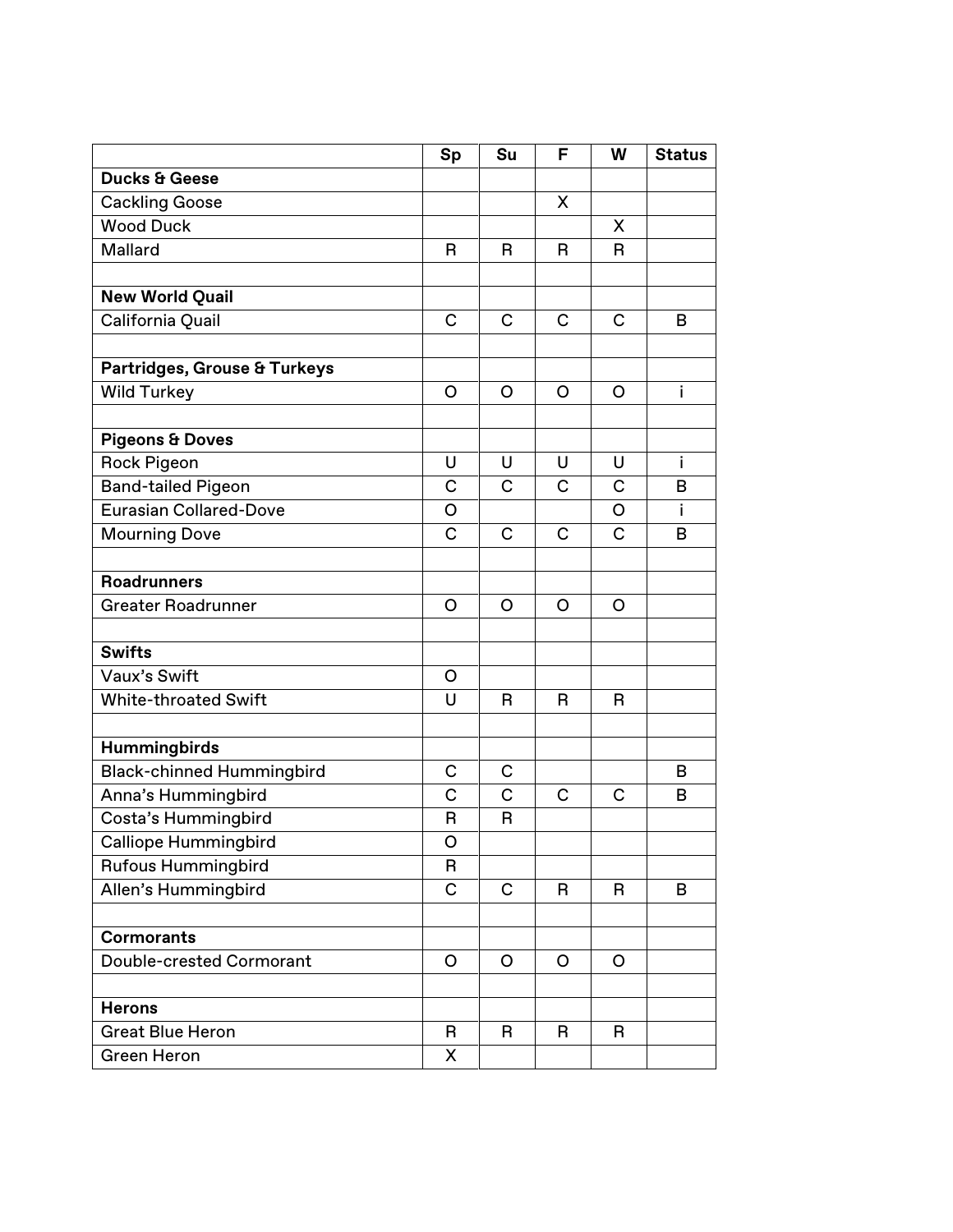| | Sp | Su | F | W | Status |
|---|---|---|---|---|---|
| **Ducks & Geese** | | | | | |
| Cackling Goose | | | X | | |
| Wood Duck | | | | X | |
| Mallard | R | R | R | R | |
| | | | | | |
| **New World Quail** | | | | | |
| California Quail | C | C | C | C | B |
| | | | | | |
| **Partridges, Grouse & Turkeys** | | | | | |
| Wild Turkey | O | O | O | O | i |
| | | | | | |
| **Pigeons & Doves** | | | | | |
| Rock Pigeon | U | U | U | U | i |
| Band-tailed Pigeon | C | C | C | C | B |
| Eurasian Collared-Dove | O | | | O | i |
| Mourning Dove | C | C | C | C | B |
| | | | | | |
| **Roadrunners** | | | | | |
| Greater Roadrunner | O | O | O | O | |
| | | | | | |
| **Swifts** | | | | | |
| Vaux's Swift | O | | | | |
| White-throated Swift | U | R | R | R | |
| | | | | | |
| **Hummingbirds** | | | | | |
| Black-chinned Hummingbird | C | C | | | B |
| Anna's Hummingbird | C | C | C | C | B |
| Costa's Hummingbird | R | R | | | |
| Calliope Hummingbird | O | | | | |
| Rufous Hummingbird | R | | | | |
| Allen's Hummingbird | C | C | R | R | B |
| | | | | | |
| **Cormorants** | | | | | |
| Double-crested Cormorant | O | O | O | O | |
| | | | | | |
| **Herons** | | | | | |
| Great Blue Heron | R | R | R | R | |
| Green Heron | X | | | | |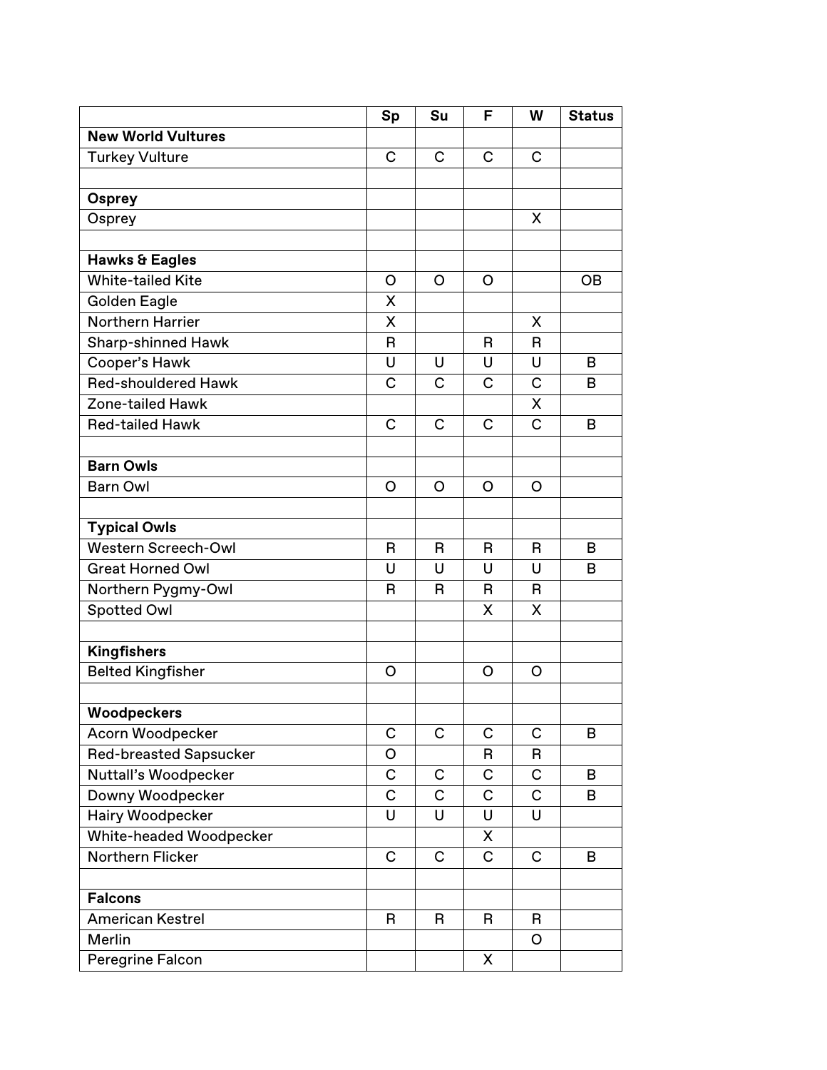| | Sp | Su | F | W | Status |
|---|---|---|---|---|---|
| **New World Vultures** | | | | | |
| Turkey Vulture | C | C | C | C | |
| | | | | | |
| **Osprey** | | | | | |
| Osprey | | | | X | |
| | | | | | |
| **Hawks & Eagles** | | | | | |
| White-tailed Kite | O | O | O | | OB |
| Golden Eagle | X | | | | |
| Northern Harrier | X | | | X | |
| Sharp-shinned Hawk | R | | R | R | |
| Cooper's Hawk | U | U | U | U | B |
| Red-shouldered Hawk | C | C | C | C | B |
| Zone-tailed Hawk | | | | X | |
| Red-tailed Hawk | C | C | C | C | B |
| | | | | | |
| **Barn Owls** | | | | | |
| Barn Owl | O | O | O | O | |
| | | | | | |
| **Typical Owls** | | | | | |
| Western Screech-Owl | R | R | R | R | B |
| Great Horned Owl | U | U | U | U | B |
| Northern Pygmy-Owl | R | R | R | R | |
| Spotted Owl | | | X | X | |
| | | | | | |
| **Kingfishers** | | | | | |
| Belted Kingfisher | O | | O | O | |
| | | | | | |
| **Woodpeckers** | | | | | |
| Acorn Woodpecker | C | C | C | C | B |
| Red-breasted Sapsucker | O | | R | R | |
| Nuttall's Woodpecker | C | C | C | C | B |
| Downy Woodpecker | C | C | C | C | B |
| Hairy Woodpecker | U | U | U | U | |
| White-headed Woodpecker | | | X | | |
| Northern Flicker | C | C | C | C | B |
| | | | | | |
| **Falcons** | | | | | |
| American Kestrel | R | R | R | R | |
| Merlin | | | | O | |
| Peregrine Falcon | | | X | | |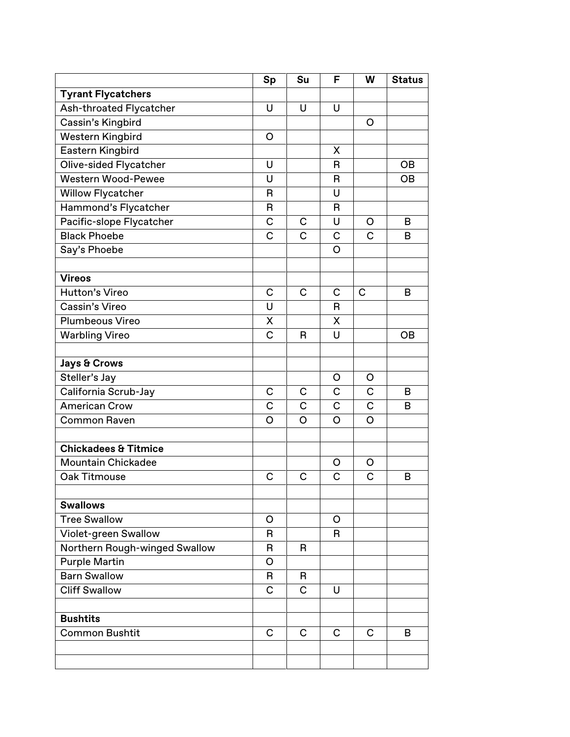| | Sp | Su | F | W | Status |
|---|---|---|---|---|---|
| **Tyrant Flycatchers** | | | | | |
| Ash-throated Flycatcher | U | U | U | | |
| Cassin's Kingbird | | | | O | |
| Western Kingbird | O | | | | |
| Eastern Kingbird | | | X | | |
| Olive-sided Flycatcher | U | | R | | OB |
| Western Wood-Pewee | U | | R | | OB |
| Willow Flycatcher | R | | U | | |
| Hammond's Flycatcher | R | | R | | |
| Pacific-slope Flycatcher | C | C | U | O | B |
| Black Phoebe | C | C | C | C | B |
| Say's Phoebe | | | O | | |
| | | | | | |
| **Vireos** | | | | | |
| Hutton's Vireo | C | C | C | C | B |
| Cassin's Vireo | U | | R | | |
| Plumbeous Vireo | X | | X | | |
| Warbling Vireo | C | R | U | | OB |
| | | | | | |
| **Jays & Crows** | | | | | |
| Steller's Jay | | | O | O | |
| California Scrub-Jay | C | C | C | C | B |
| American Crow | C | C | C | C | B |
| Common Raven | O | O | O | O | |
| | | | | | |
| **Chickadees & Titmice** | | | | | |
| Mountain Chickadee | | | O | O | |
| Oak Titmouse | C | C | C | C | B |
| | | | | | |
| **Swallows** | | | | | |
| Tree Swallow | O | | O | | |
| Violet-green Swallow | R | | R | | |
| Northern Rough-winged Swallow | R | R | | | |
| Purple Martin | O | | | | |
| Barn Swallow | R | R | | | |
| Cliff Swallow | C | C | U | | |
| | | | | | |
| **Bushtits** | | | | | |
| Common Bushtit | C | C | C | C | B |
| | | | | | |
| | | | | | |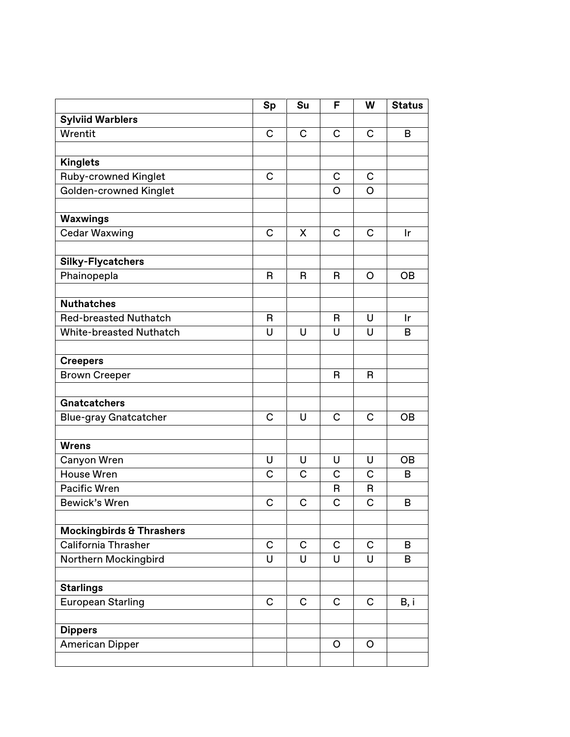| | Sp | Su | F | W | Status |
|---|---|---|---|---|---|
| **Sylviid Warblers** | | | | | |
| Wrentit | C | C | C | C | B |
| | | | | | |
| **Kinglets** | | | | | |
| Ruby-crowned Kinglet | C | | C | C | |
| Golden-crowned Kinglet | | | O | O | |
| | | | | | |
| **Waxwings** | | | | | |
| Cedar Waxwing | C | X | C | C | Ir |
| | | | | | |
| **Silky-Flycatchers** | | | | | |
| Phainopepla | R | R | R | O | OB |
| | | | | | |
| **Nuthatches** | | | | | |
| Red-breasted Nuthatch | R | | R | U | Ir |
| White-breasted Nuthatch | U | U | U | U | B |
| | | | | | |
| **Creepers** | | | | | |
| Brown Creeper | | | R | R | |
| | | | | | |
| **Gnatcatchers** | | | | | |
| Blue-gray Gnatcatcher | C | U | C | C | OB |
| | | | | | |
| **Wrens** | | | | | |
| Canyon Wren | U | U | U | U | OB |
| House Wren | C | C | C | C | B |
| Pacific Wren | | | R | R | |
| Bewick's Wren | C | C | C | C | B |
| | | | | | |
| **Mockingbirds & Thrashers** | | | | | |
| California Thrasher | C | C | C | C | B |
| Northern Mockingbird | U | U | U | U | B |
| | | | | | |
| **Starlings** | | | | | |
| European Starling | C | C | C | C | B, i |
| | | | | | |
| **Dippers** | | | | | |
| American Dipper | | | O | O | |
| | | | | | |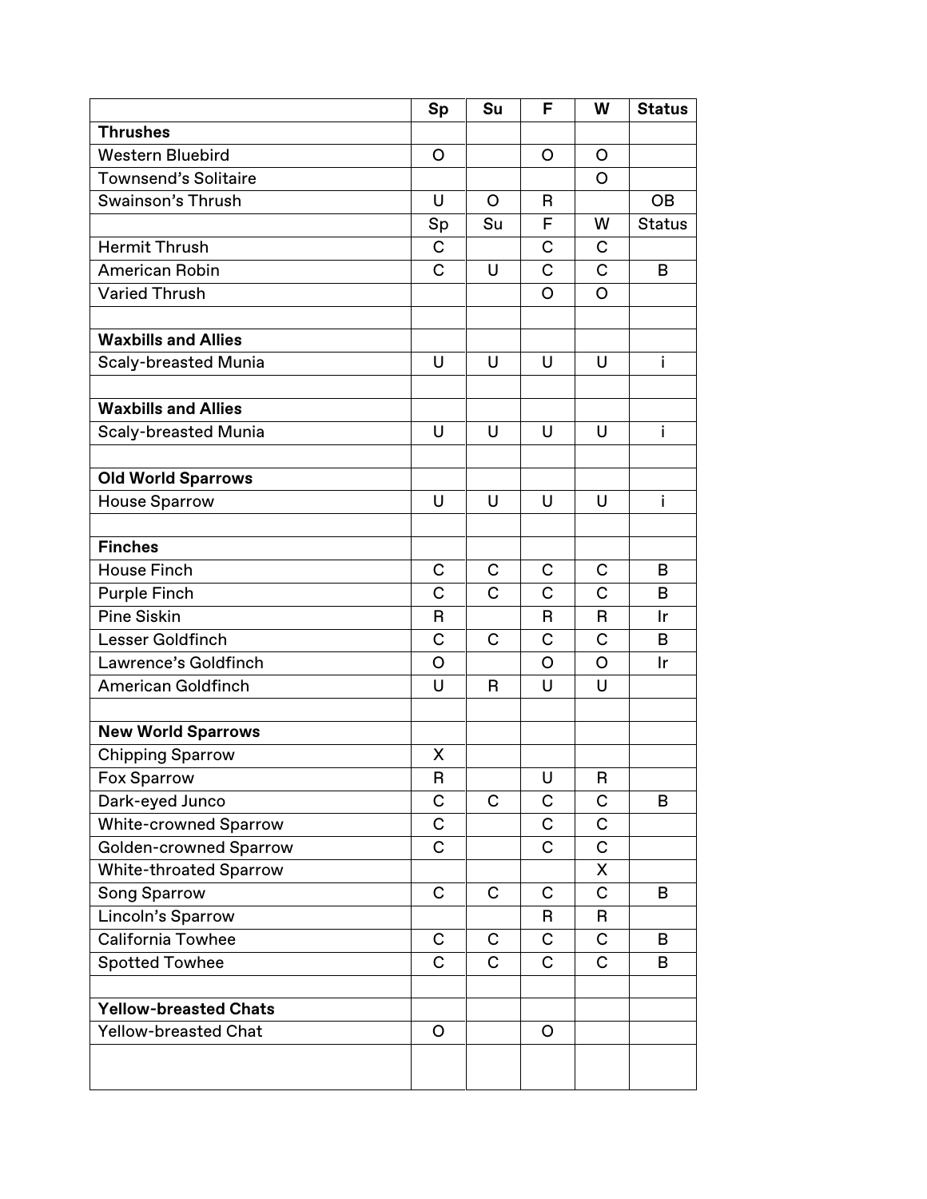| | Sp | Su | F | W | Status |
|---|---|---|---|---|---|
| **Thrushes** | | | | | |
| Western Bluebird | O | | O | O | |
| Townsend's Solitaire | | | | O | |
| Swainson's Thrush | U | O | R | | OB |
| | Sp | Su | F | W | Status |
| Hermit Thrush | C | | C | C | |
| American Robin | C | U | C | C | B |
| Varied Thrush | | | O | O | |
| | | | | | |
| **Waxbills and Allies** | | | | | |
| Scaly-breasted Munia | U | U | U | U | i |
| | | | | | |
| **Waxbills and Allies** | | | | | |
| Scaly-breasted Munia | U | U | U | U | i |
| | | | | | |
| **Old World Sparrows** | | | | | |
| House Sparrow | U | U | U | U | i |
| | | | | | |
| **Finches** | | | | | |
| House Finch | C | C | C | C | B |
| Purple Finch | C | C | C | C | B |
| Pine Siskin | R | | R | R | Ir |
| Lesser Goldfinch | C | C | C | C | B |
| Lawrence's Goldfinch | O | | O | O | Ir |
| American Goldfinch | U | R | U | U | |
| | | | | | |
| **New World Sparrows** | | | | | |
| Chipping Sparrow | X | | | | |
| Fox Sparrow | R | | U | R | |
| Dark-eyed Junco | C | C | C | C | B |
| White-crowned Sparrow | C | | C | C | |
| Golden-crowned Sparrow | C | | C | C | |
| White-throated Sparrow | | | | X | |
| Song Sparrow | C | C | C | C | B |
| Lincoln's Sparrow | | | R | R | |
| California Towhee | C | C | C | C | B |
| Spotted Towhee | C | C | C | C | B |
| | | | | | |
| **Yellow-breasted Chats** | | | | | |
| Yellow-breasted Chat | O | | O | | |
| | | | | | |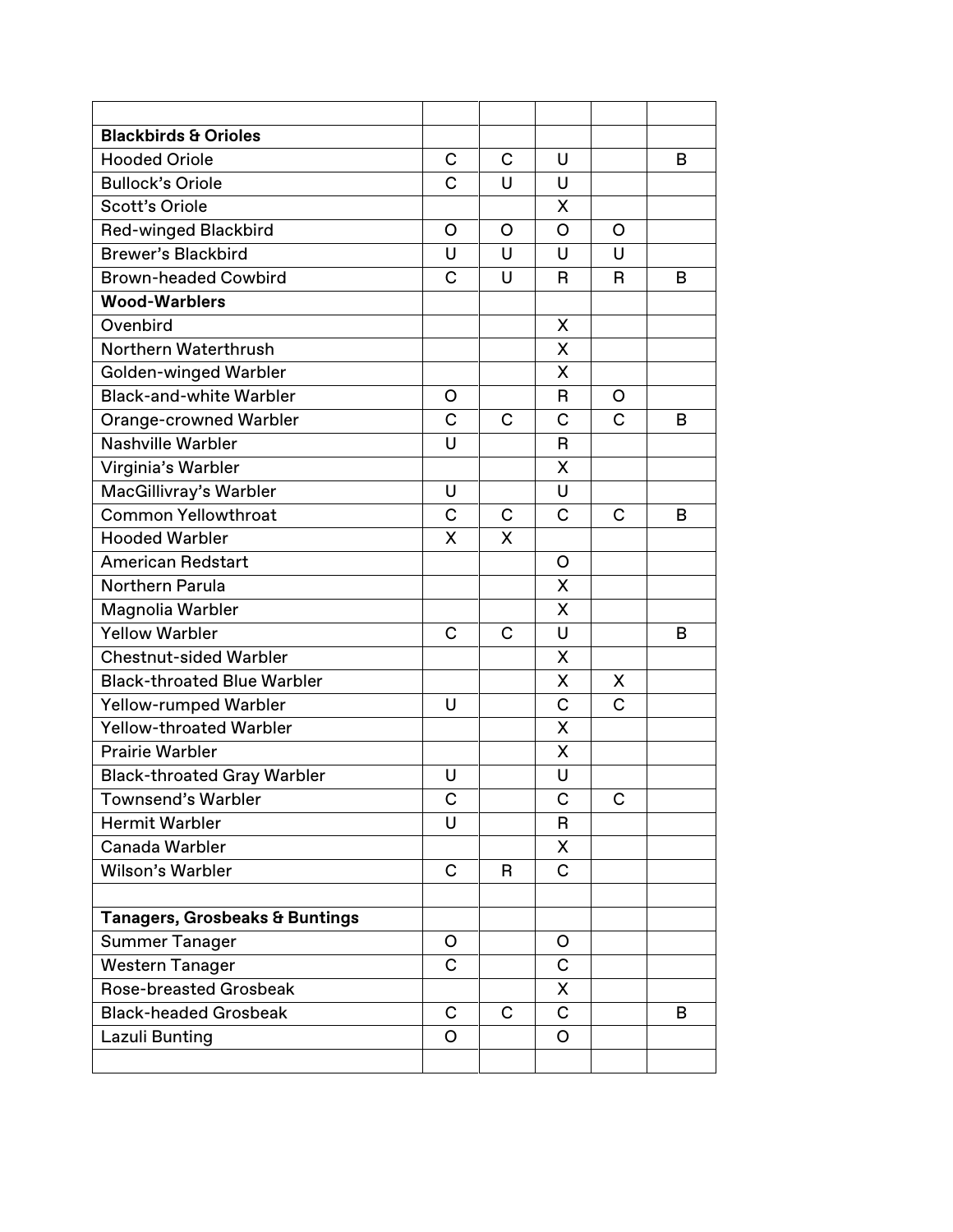| | | | | | |
|---|---|---|---|---|---|
| **Blackbirds & Orioles** | | | | | |
| Hooded Oriole | C | C | U | | B |
| Bullock's Oriole | C | U | U | | |
| Scott's Oriole | | | X | | |
| Red-winged Blackbird | O | O | O | O | |
| Brewer's Blackbird | U | U | U | U | |
| Brown-headed Cowbird | C | U | R | R | B |
| **Wood-Warblers** | | | | | |
| Ovenbird | | | X | | |
| Northern Waterthrush | | | X | | |
| Golden-winged Warbler | | | X | | |
| Black-and-white Warbler | O | | R | O | |
| Orange-crowned Warbler | C | C | C | C | B |
| Nashville Warbler | U | | R | | |
| Virginia's Warbler | | | X | | |
| MacGillivray's Warbler | U | | U | | |
| Common Yellowthroat | C | C | C | C | B |
| Hooded Warbler | X | X | | | |
| American Redstart | | | O | | |
| Northern Parula | | | X | | |
| Magnolia Warbler | | | X | | |
| Yellow Warbler | C | C | U | | B |
| Chestnut-sided Warbler | | | X | | |
| Black-throated Blue Warbler | | | X | X | |
| Yellow-rumped Warbler | U | | C | C | |
| Yellow-throated Warbler | | | X | | |
| Prairie Warbler | | | X | | |
| Black-throated Gray Warbler | U | | U | | |
| Townsend's Warbler | C | | C | C | |
| Hermit Warbler | U | | R | | |
| Canada Warbler | | | X | | |
| Wilson's Warbler | C | R | C | | |
| | | | | | |
| **Tanagers, Grosbeaks & Buntings** | | | | | |
| Summer Tanager | O | | O | | |
| Western Tanager | C | | C | | |
| Rose-breasted Grosbeak | | | X | | |
| Black-headed Grosbeak | C | C | C | | B |
| Lazuli Bunting | O | | O | | |
| | | | | | |